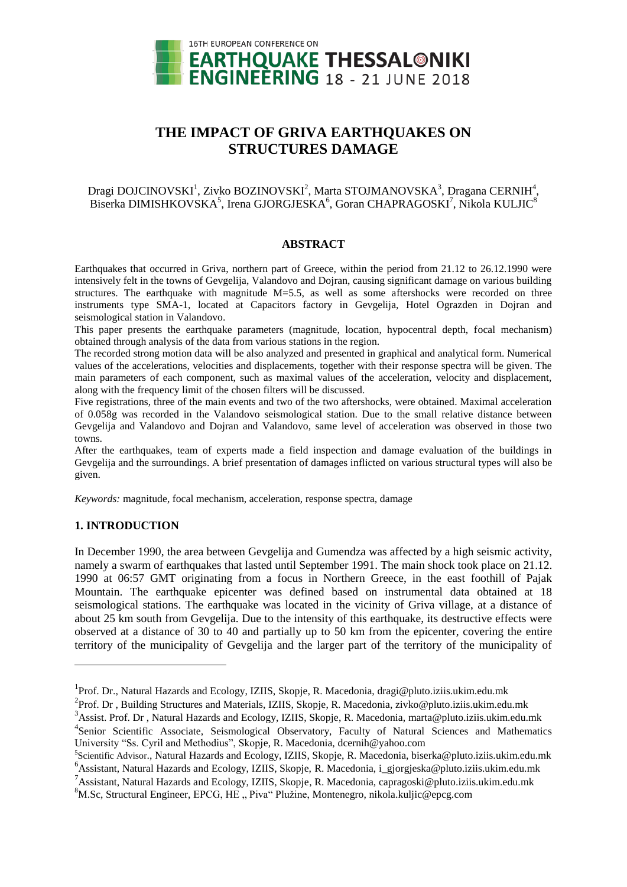# THE IMPACT OF GRIVA EARTHQUAKES ON STRUCTURES DAMAGE

Dragi DOJCINOVSKI[1], Zivko BOZINOVSKI[2], Marta STOJMANOVSKA[3], Dragana CERNIH[4], Biserka DIMISHKOVSKA[5], Irena GJORGJESKA[6], Goran CHAPRAGOSKI[7], Nikola KULJIC[8]

## ABSTRACT

Earthquakes that occurred in Griva, northern part of Greece, within the period from 21.12 to 26.12.1990 were intensively felt in the towns of Gevgelija, Valandovo and Dojran, causing significant damage on various building structures. The earthquake with magnitude M=5.5, as well as some aftershocks were recorded on three instruments type SMA-1, located at Capacitors factory in Gevgelija, Hotel Ograzden in Dojran and seismological station in Valandovo.

This paper presents the earthquake parameters (magnitude, location, hypocentral depth, focal mechanism) obtained through analysis of the data from various stations in the region.

The recorded strong motion data will be also analyzed and presented in graphical and analytical form. Numerical values of the accelerations, velocities and displacements, together with their response spectra will be given. The main parameters of each component, such as maximal values of the acceleration, velocity and displacement, along with the frequency limit of the chosen filters will be discussed.

Five registrations, three of the main events and two of the two aftershocks, were obtained. Maximal acceleration of 0.058g was recorded in the Valandovo seismological station. Due to the small relative distance between Gevgelija and Valandovo and Dojran and Valandovo, same level of acceleration was observed in those two towns.

After the earthquakes, team of experts made a field inspection and damage evaluation of the buildings in Gevgelija and the surroundings. A brief presentation of damages inflicted on various structural types will also be given.

*Keywords:* magnitude, focal mechanism, acceleration, response spectra, damage

## 1. INTRODUCTION

In December 1990, the area between Gevgelija and Gumendza was affected by a high seismic activity, namely a swarm of earthquakes that lasted until September 1991. The main shock took place on 21.12. 1990 at 06:57 GMT originating from a focus in Northern Greece, in the east foothill of Pajak Mountain. The earthquake epicenter was defined based on instrumental data obtained at 18 seismological stations. The earthquake was located in the vicinity of Griva village, at a distance of about 25 km south from Gevgelija. Due to the intensity of this earthquake, its destructive effects were observed at a distance of 30 to 40 and partially up to 50 km from the epicenter, covering the entire territory of the municipality of Gevgelija and the larger part of the territory of the municipality of

---

[1]Prof. Dr., Natural Hazards and Ecology, IZIIS, Skopje, R. Macedonia, dragi@pluto.iziis.ukim.edu.mk

[2]Prof. Dr , Building Structures and Materials, IZIIS, Skopje, R. Macedonia, zivko@pluto.iziis.ukim.edu.mk

[3]Assist. Prof. Dr , Natural Hazards and Ecology, IZIIS, Skopje, R. Macedonia, marta@pluto.iziis.ukim.edu.mk

[4]Senior Scientific Associate, Seismological Observatory, Faculty of Natural Sciences and Mathematics University "Ss. Cyril and Methodius", Skopje, R. Macedonia, dcernih@yahoo.com

[5]Scientific Advisor., Natural Hazards and Ecology, IZIIS, Skopje, R. Macedonia, biserka@pluto.iziis.ukim.edu.mk

[6]Assistant, Natural Hazards and Ecology, IZIIS, Skopje, R. Macedonia, i_gjorgjeska@pluto.iziis.ukim.edu.mk

[7]Assistant, Natural Hazards and Ecology, IZIIS, Skopje, R. Macedonia, capragoski@pluto.iziis.ukim.edu.mk

[8]M.Sc, Structural Engineer, EPCG, HE „ Piva" Plužine, Montenegro, nikola.kuljic@epcg.com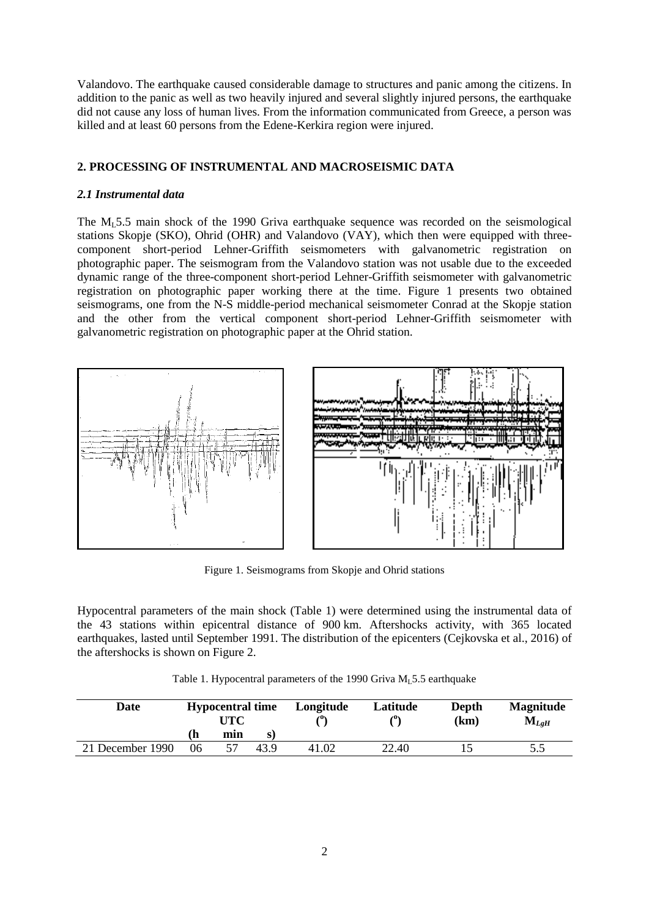Valandovo. The earthquake caused considerable damage to structures and panic among the citizens. In addition to the panic as well as two heavily injured and several slightly injured persons, the earthquake did not cause any loss of human lives. From the information communicated from Greece, a person was killed and at least 60 persons from the Edene-Kerkira region were injured.

## 2. PROCESSING OF INSTRUMENTAL AND MACROSEISMIC DATA

### *2.1 Instrumental data*

The $M_L$5.5 main shock of the 1990 Griva earthquake sequence was recorded on the seismological stations Skopje (SKO), Ohrid (OHR) and Valandovo (VAY), which then were equipped with three-component short-period Lehner-Griffith seismometers with galvanometric registration on photographic paper. The seismogram from the Valandovo station was not usable due to the exceeded dynamic range of the three-component short-period Lehner-Griffith seismometer with galvanometric registration on photographic paper working there at the time. Figure 1 presents two obtained seismograms, one from the N-S middle-period mechanical seismometer Conrad at the Skopje station and the other from the vertical component short-period Lehner-Griffith seismometer with galvanometric registration on photographic paper at the Ohrid station.

Figure 1. Seismograms from Skopje and Ohrid stations

Hypocentral parameters of the main shock (Table 1) were determined using the instrumental data of the 43 stations within epicentral distance of 900 km. Aftershocks activity, with 365 located earthquakes, lasted until September 1991. The distribution of the epicenters (Cejkovska et al., 2016) of the aftershocks is shown on Figure 2.

Table 1. Hypocentral parameters of the 1990 Griva $M_L$5.5 earthquake

| Date | Hypocentral time UTC | | | Longitude (°) | Latitude (°) | Depth (km) | Magnitude $M_{LgH}$ |
|---|---|---|---|---|---|---|---|
| | (h | min | s) | | | | |
| 21 December 1990 | 06 | 57 | 43.9 | 41.02 | 22.40 | 15 | 5.5 |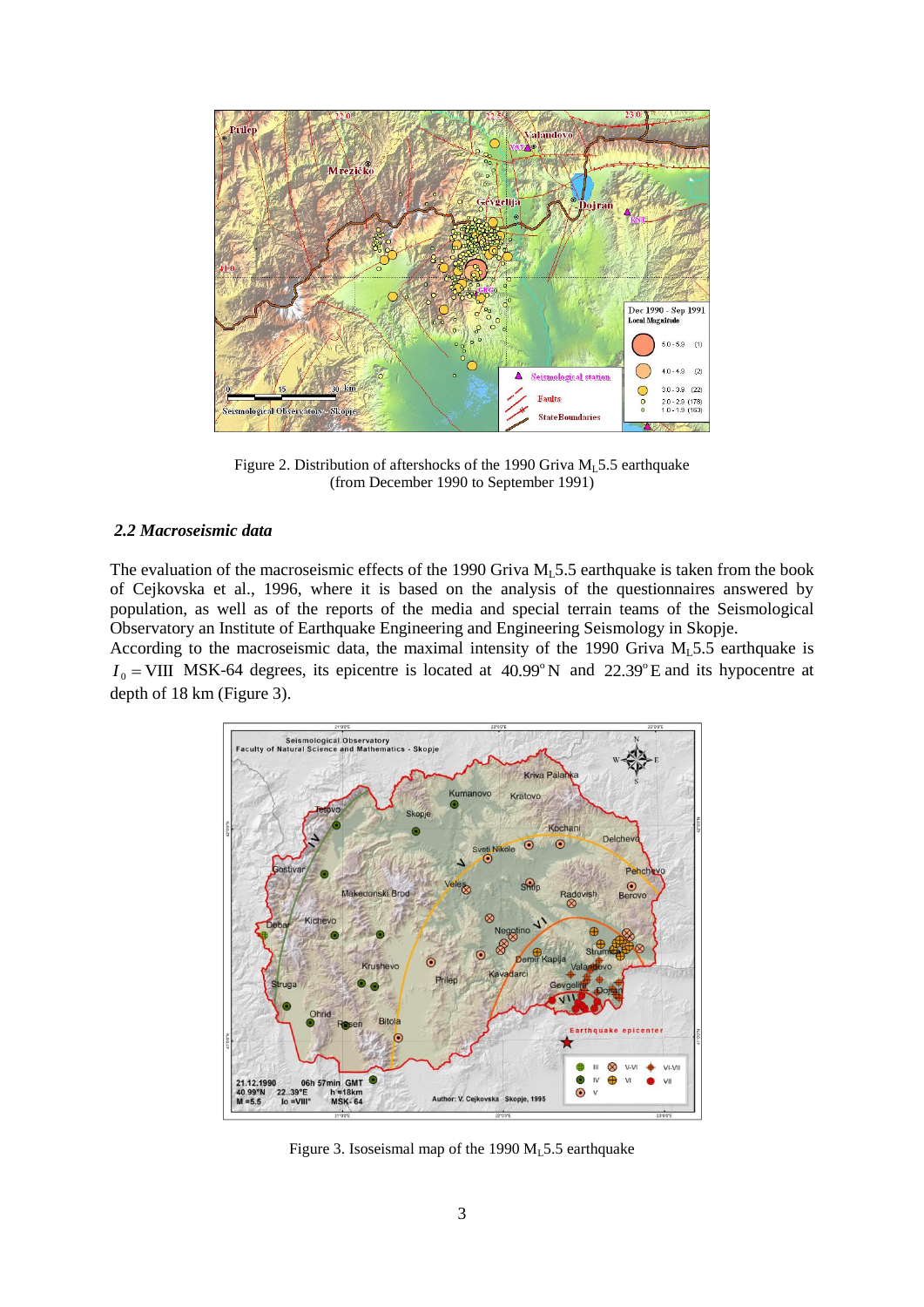Figure 2. Distribution of aftershocks of the 1990 Griva $M_L$5.5 earthquake (from December 1990 to September 1991)

### *2.2 Macroseismic data*

The evaluation of the macroseismic effects of the 1990 Griva $M_L$5.5 earthquake is taken from the book of Cejkovska et al., 1996, where it is based on the analysis of the questionnaires answered by population, as well as of the reports of the media and special terrain teams of the Seismological Observatory an Institute of Earthquake Engineering and Engineering Seismology in Skopje.

According to the macroseismic data, the maximal intensity of the 1990 Griva $M_L$5.5 earthquake is $I_0 = \text{VIII}$ MSK-64 degrees, its epicentre is located at $40.99^{\circ}$N and $22.39^{\circ}$E and its hypocentre at depth of 18 km (Figure 3).

Figure 3. Isoseismal map of the 1990 $M_L$5.5 earthquake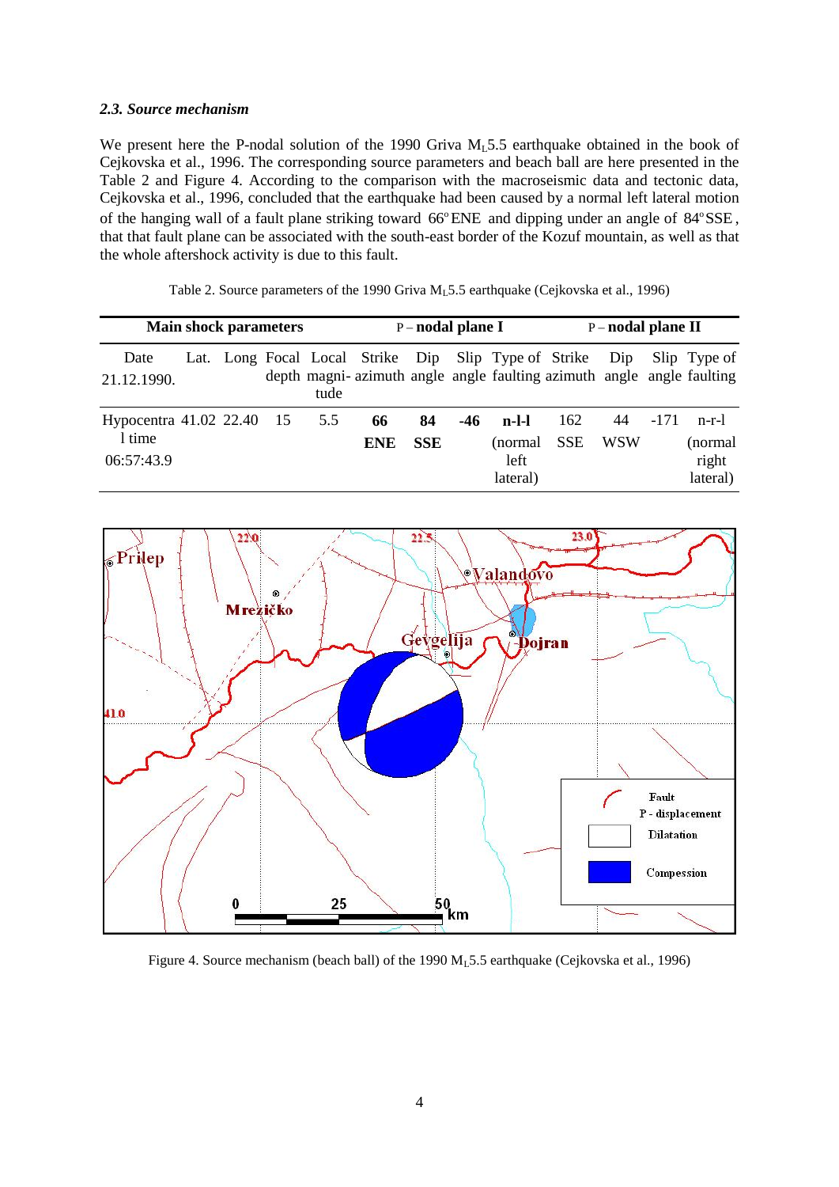### *2.3. Source mechanism*

We present here the P-nodal solution of the 1990 Griva $M_L$5.5 earthquake obtained in the book of Cejkovska et al., 1996. The corresponding source parameters and beach ball are here presented in the Table 2 and Figure 4. According to the comparison with the macroseismic data and tectonic data, Cejkovska et al., 1996, concluded that the earthquake had been caused by a normal left lateral motion of the hanging wall of a fault plane striking toward 66°ENE and dipping under an angle of 84°SSE, that that fault plane can be associated with the south-east border of the Kozuf mountain, as well as that the whole aftershock activity is due to this fault.

Table 2. Source parameters of the 1990 Griva $M_L$5.5 earthquake (Cejkovska et al., 1996)

| **Main shock parameters** | | | | | **P – nodal plane I** | | | | **P – nodal plane II** | | | |
|---|---|---|---|---|---|---|---|---|---|---|---|---|
| Date 21.12.1990. | Lat. | Long | Focal depth | Local magnitude | Strike azimuth | Dip angle | Slip angle | Type of faulting | Strike azimuth | Dip angle | Slip angle | Type of faulting |
| Hypocentral time 06:57:43.9 | 41.02 | 22.40 | 15 | 5.5 | **66 ENE** | **84 SSE** | **-46** | **n-l-l** (normal left lateral) | 162 SSE | 44 WSW | -171 | n-r-l (normal right lateral) |

Figure 4. Source mechanism (beach ball) of the 1990 $M_L$5.5 earthquake (Cejkovska et al., 1996)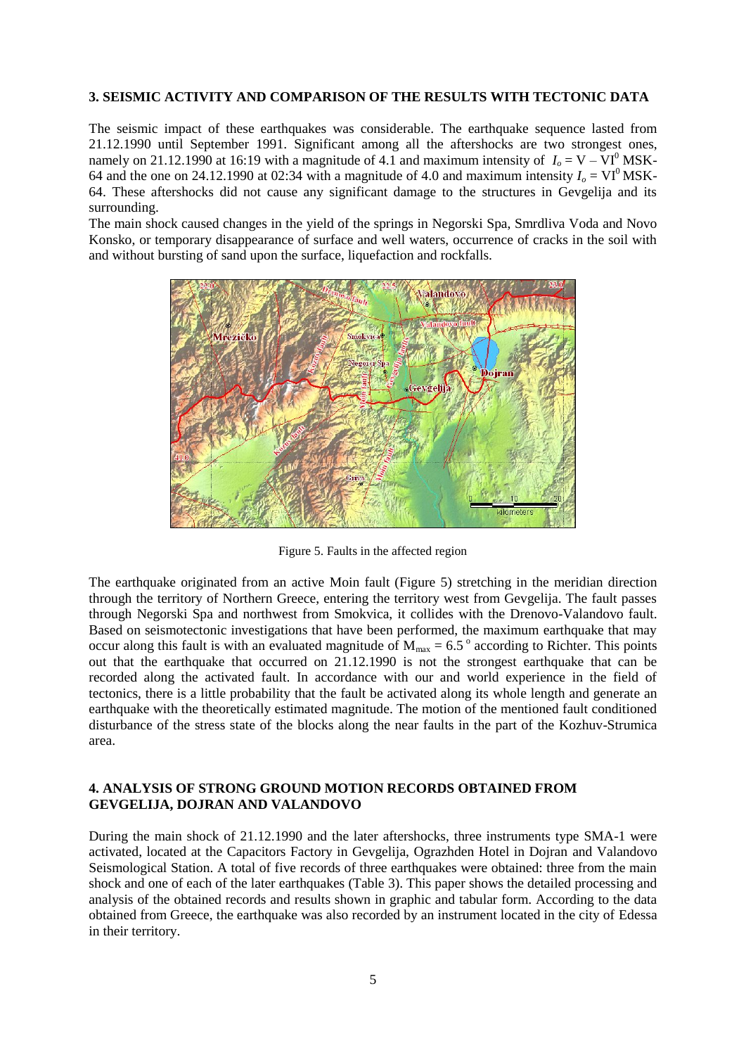## 3. SEISMIC ACTIVITY AND COMPARISON OF THE RESULTS WITH TECTONIC DATA

The seismic impact of these earthquakes was considerable. The earthquake sequence lasted from 21.12.1990 until September 1991. Significant among all the aftershocks are two strongest ones, namely on 21.12.1990 at 16:19 with a magnitude of 4.1 and maximum intensity of $I_o = V - VI^0$ MSK-64 and the one on 24.12.1990 at 02:34 with a magnitude of 4.0 and maximum intensity $I_o = VI^0$ MSK-64. These aftershocks did not cause any significant damage to the structures in Gevgelija and its surrounding.

The main shock caused changes in the yield of the springs in Negorski Spa, Smrdliva Voda and Novo Konsko, or temporary disappearance of surface and well waters, occurrence of cracks in the soil with and without bursting of sand upon the surface, liquefaction and rockfalls.

Figure 5. Faults in the affected region

The earthquake originated from an active Moin fault (Figure 5) stretching in the meridian direction through the territory of Northern Greece, entering the territory west from Gevgelija. The fault passes through Negorski Spa and northwest from Smokvica, it collides with the Drenovo-Valandovo fault. Based on seismotectonic investigations that have been performed, the maximum earthquake that may occur along this fault is with an evaluated magnitude of $M_{max} = 6.5^{\circ}$ according to Richter. This points out that the earthquake that occurred on 21.12.1990 is not the strongest earthquake that can be recorded along the activated fault. In accordance with our and world experience in the field of tectonics, there is a little probability that the fault be activated along its whole length and generate an earthquake with the theoretically estimated magnitude. The motion of the mentioned fault conditioned disturbance of the stress state of the blocks along the near faults in the part of the Kozhuv-Strumica area.

## 4. ANALYSIS OF STRONG GROUND MOTION RECORDS OBTAINED FROM GEVGELIJA, DOJRAN AND VALANDOVO

During the main shock of 21.12.1990 and the later aftershocks, three instruments type SMA-1 were activated, located at the Capacitors Factory in Gevgelija, Ograzhden Hotel in Dojran and Valandovo Seismological Station. A total of five records of three earthquakes were obtained: three from the main shock and one of each of the later earthquakes (Table 3). This paper shows the detailed processing and analysis of the obtained records and results shown in graphic and tabular form. According to the data obtained from Greece, the earthquake was also recorded by an instrument located in the city of Edessa in their territory.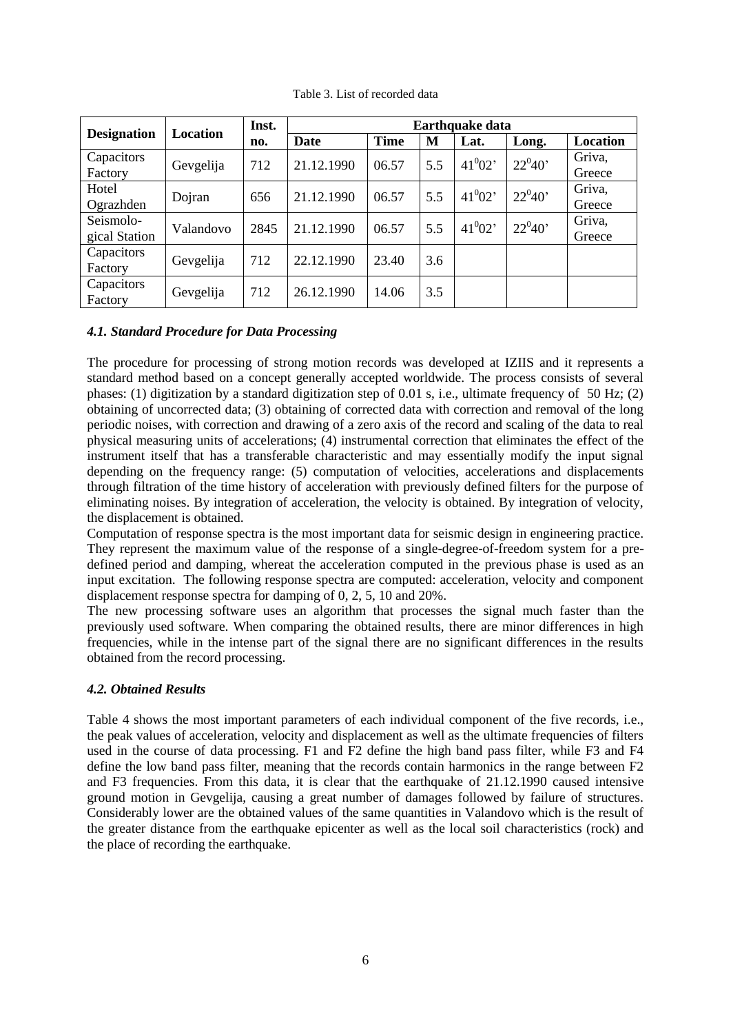Table 3. List of recorded data

| Designation | Location | Inst. no. | Earthquake data | | | | | |
|---|---|---|---|---|---|---|---|---|
| | | | Date | Time | M | Lat. | Long. | Location |
| Capacitors Factory | Gevgelija | 712 | 21.12.1990 | 06.57 | 5.5 | $41^0 02'$ | $22^0 40'$ | Griva, Greece |
| Hotel Ograzhden | Dojran | 656 | 21.12.1990 | 06.57 | 5.5 | $41^0 02'$ | $22^0 40'$ | Griva, Greece |
| Seismolo-gical Station | Valandovo | 2845 | 21.12.1990 | 06.57 | 5.5 | $41^0 02'$ | $22^0 40'$ | Griva, Greece |
| Capacitors Factory | Gevgelija | 712 | 22.12.1990 | 23.40 | 3.6 | | | |
| Capacitors Factory | Gevgelija | 712 | 26.12.1990 | 14.06 | 3.5 | | | |

### *4.1. Standard Procedure for Data Processing*

The procedure for processing of strong motion records was developed at IZIIS and it represents a standard method based on a concept generally accepted worldwide. The process consists of several phases: (1) digitization by a standard digitization step of 0.01 s, i.e., ultimate frequency of 50 Hz; (2) obtaining of uncorrected data; (3) obtaining of corrected data with correction and removal of the long periodic noises, with correction and drawing of a zero axis of the record and scaling of the data to real physical measuring units of accelerations; (4) instrumental correction that eliminates the effect of the instrument itself that has a transferable characteristic and may essentially modify the input signal depending on the frequency range: (5) computation of velocities, accelerations and displacements through filtration of the time history of acceleration with previously defined filters for the purpose of eliminating noises. By integration of acceleration, the velocity is obtained. By integration of velocity, the displacement is obtained.

Computation of response spectra is the most important data for seismic design in engineering practice. They represent the maximum value of the response of a single-degree-of-freedom system for a pre-defined period and damping, whereat the acceleration computed in the previous phase is used as an input excitation. The following response spectra are computed: acceleration, velocity and component displacement response spectra for damping of 0, 2, 5, 10 and 20%.

The new processing software uses an algorithm that processes the signal much faster than the previously used software. When comparing the obtained results, there are minor differences in high frequencies, while in the intense part of the signal there are no significant differences in the results obtained from the record processing.

### *4.2. Obtained Results*

Table 4 shows the most important parameters of each individual component of the five records, i.e., the peak values of acceleration, velocity and displacement as well as the ultimate frequencies of filters used in the course of data processing. F1 and F2 define the high band pass filter, while F3 and F4 define the low band pass filter, meaning that the records contain harmonics in the range between F2 and F3 frequencies. From this data, it is clear that the earthquake of 21.12.1990 caused intensive ground motion in Gevgelija, causing a great number of damages followed by failure of structures. Considerably lower are the obtained values of the same quantities in Valandovo which is the result of the greater distance from the earthquake epicenter as well as the local soil characteristics (rock) and the place of recording the earthquake.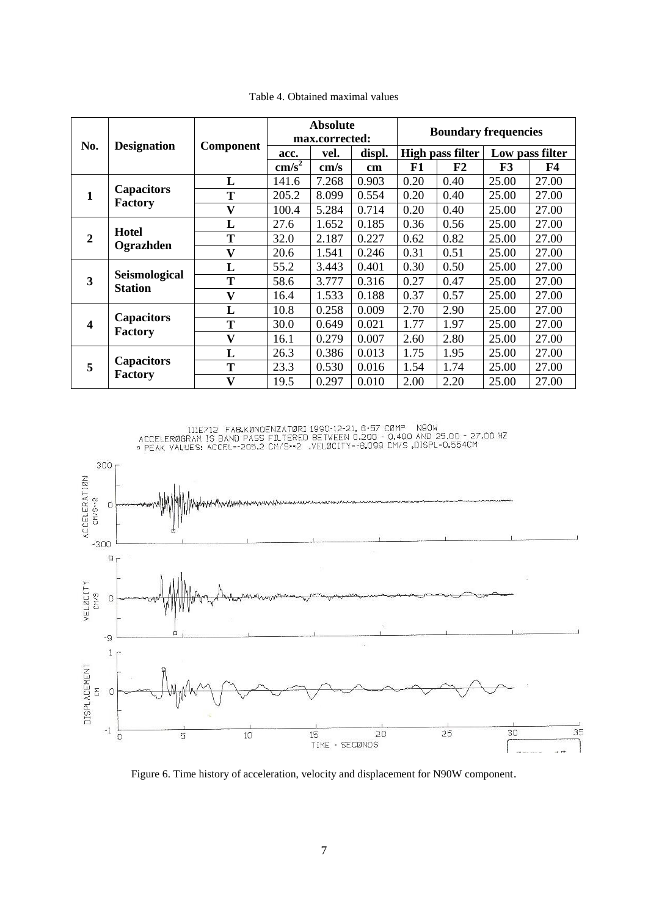Table 4. Obtained maximal values

| No. | Designation | Component | Absolute max.corrected: | | | Boundary frequencies | | | |
|---|---|---|---|---|---|---|---|---|---|
| | | | acc. | vel. | displ. | High pass filter | | Low pass filter | |
| | | | $cm/s^2$ | cm/s | cm | F1 | F2 | F3 | F4 |
| **1** | **Capacitors Factory** | **L** | 141.6 | 7.268 | 0.903 | 0.20 | 0.40 | 25.00 | 27.00 |
| | | **T** | 205.2 | 8.099 | 0.554 | 0.20 | 0.40 | 25.00 | 27.00 |
| | | **V** | 100.4 | 5.284 | 0.714 | 0.20 | 0.40 | 25.00 | 27.00 |
| **2** | **Hotel Ograzhden** | **L** | 27.6 | 1.652 | 0.185 | 0.36 | 0.56 | 25.00 | 27.00 |
| | | **T** | 32.0 | 2.187 | 0.227 | 0.62 | 0.82 | 25.00 | 27.00 |
| | | **V** | 20.6 | 1.541 | 0.246 | 0.31 | 0.51 | 25.00 | 27.00 |
| **3** | **Seismological Station** | **L** | 55.2 | 3.443 | 0.401 | 0.30 | 0.50 | 25.00 | 27.00 |
| | | **T** | 58.6 | 3.777 | 0.316 | 0.27 | 0.47 | 25.00 | 27.00 |
| | | **V** | 16.4 | 1.533 | 0.188 | 0.37 | 0.57 | 25.00 | 27.00 |
| **4** | **Capacitors Factory** | **L** | 10.8 | 0.258 | 0.009 | 2.70 | 2.90 | 25.00 | 27.00 |
| | | **T** | 30.0 | 0.649 | 0.021 | 1.77 | 1.97 | 25.00 | 27.00 |
| | | **V** | 16.1 | 0.279 | 0.007 | 2.60 | 2.80 | 25.00 | 27.00 |
| **5** | **Capacitors Factory** | **L** | 26.3 | 0.386 | 0.013 | 1.75 | 1.95 | 25.00 | 27.00 |
| | | **T** | 23.3 | 0.530 | 0.016 | 1.54 | 1.74 | 25.00 | 27.00 |
| | | **V** | 19.5 | 0.297 | 0.010 | 2.00 | 2.20 | 25.00 | 27.00 |

Figure 6. Time history of acceleration, velocity and displacement for N90W component.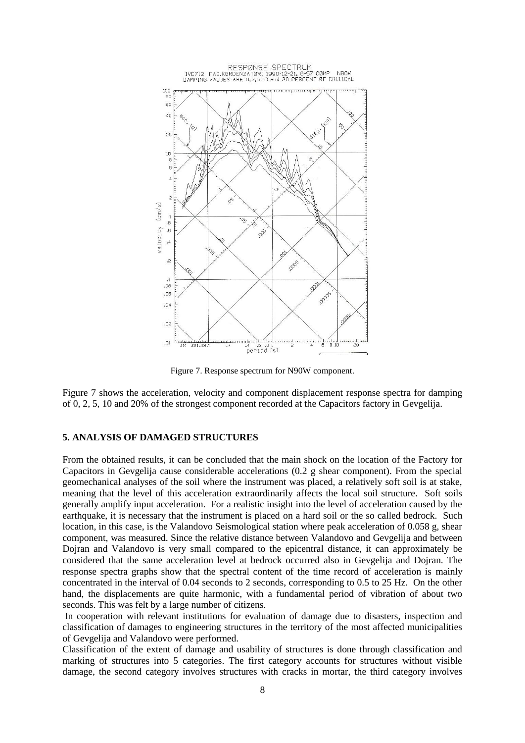Figure 7. Response spectrum for N90W component.

Figure 7 shows the acceleration, velocity and component displacement response spectra for damping of 0, 2, 5, 10 and 20% of the strongest component recorded at the Capacitors factory in Gevgelija.

## 5. ANALYSIS OF DAMAGED STRUCTURES

From the obtained results, it can be concluded that the main shock on the location of the Factory for Capacitors in Gevgelija cause considerable accelerations (0.2 g shear component). From the special geomechanical analyses of the soil where the instrument was placed, a relatively soft soil is at stake, meaning that the level of this acceleration extraordinarily affects the local soil structure. Soft soils generally amplify input acceleration. For a realistic insight into the level of acceleration caused by the earthquake, it is necessary that the instrument is placed on a hard soil or the so called bedrock. Such location, in this case, is the Valandovo Seismological station where peak acceleration of 0.058 g, shear component, was measured. Since the relative distance between Valandovo and Gevgelija and between Dojran and Valandovo is very small compared to the epicentral distance, it can approximately be considered that the same acceleration level at bedrock occurred also in Gevgelija and Dojran. The response spectra graphs show that the spectral content of the time record of acceleration is mainly concentrated in the interval of 0.04 seconds to 2 seconds, corresponding to 0.5 to 25 Hz. On the other hand, the displacements are quite harmonic, with a fundamental period of vibration of about two seconds. This was felt by a large number of citizens.

In cooperation with relevant institutions for evaluation of damage due to disasters, inspection and classification of damages to engineering structures in the territory of the most affected municipalities of Gevgelija and Valandovo were performed.

Classification of the extent of damage and usability of structures is done through classification and marking of structures into 5 categories. The first category accounts for structures without visible damage, the second category involves structures with cracks in mortar, the third category involves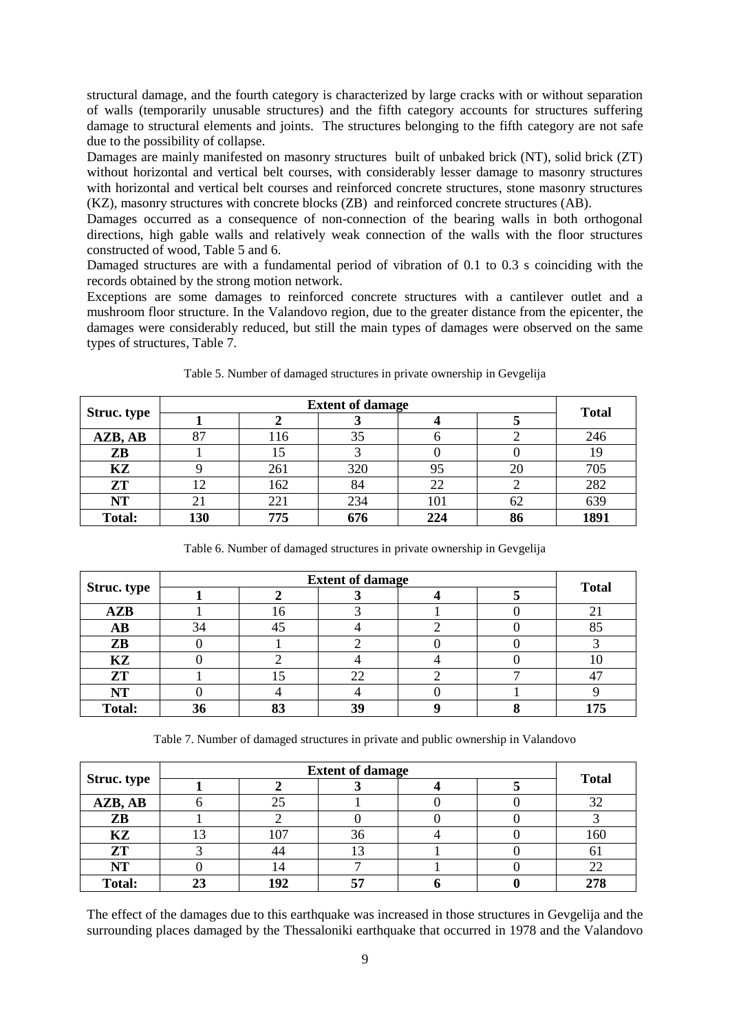structural damage, and the fourth category is characterized by large cracks with or without separation of walls (temporarily unusable structures) and the fifth category accounts for structures suffering damage to structural elements and joints. The structures belonging to the fifth category are not safe due to the possibility of collapse.

Damages are mainly manifested on masonry structures built of unbaked brick (NT), solid brick (ZT) without horizontal and vertical belt courses, with considerably lesser damage to masonry structures with horizontal and vertical belt courses and reinforced concrete structures, stone masonry structures (KZ), masonry structures with concrete blocks (ZB) and reinforced concrete structures (AB).

Damages occurred as a consequence of non-connection of the bearing walls in both orthogonal directions, high gable walls and relatively weak connection of the walls with the floor structures constructed of wood, Table 5 and 6.

Damaged structures are with a fundamental period of vibration of 0.1 to 0.3 s coinciding with the records obtained by the strong motion network.

Exceptions are some damages to reinforced concrete structures with a cantilever outlet and a mushroom floor structure. In the Valandovo region, due to the greater distance from the epicenter, the damages were considerably reduced, but still the main types of damages were observed on the same types of structures, Table 7.

Table 5. Number of damaged structures in private ownership in Gevgelija

| Struc. type | Extent of damage | | | | | Total |
|---|---|---|---|---|---|---|
| | 1 | 2 | 3 | 4 | 5 | |
| **AZB, AB** | 87 | 116 | 35 | 6 | 2 | 246 |
| **ZB** | 1 | 15 | 3 | 0 | 0 | 19 |
| **KZ** | 9 | 261 | 320 | 95 | 20 | 705 |
| **ZT** | 12 | 162 | 84 | 22 | 2 | 282 |
| **NT** | 21 | 221 | 234 | 101 | 62 | 639 |
| **Total:** | **130** | **775** | **676** | **224** | **86** | **1891** |

Table 6. Number of damaged structures in private ownership in Gevgelija

| Struc. type | Extent of damage | | | | | Total |
|---|---|---|---|---|---|---|
| | 1 | 2 | 3 | 4 | 5 | |
| **AZB** | 1 | 16 | 3 | 1 | 0 | 21 |
| **AB** | 34 | 45 | 4 | 2 | 0 | 85 |
| **ZB** | 0 | 1 | 2 | 0 | 0 | 3 |
| **KZ** | 0 | 2 | 4 | 4 | 0 | 10 |
| **ZT** | 1 | 15 | 22 | 2 | 7 | 47 |
| **NT** | 0 | 4 | 4 | 0 | 1 | 9 |
| **Total:** | **36** | **83** | **39** | **9** | **8** | **175** |

Table 7. Number of damaged structures in private and public ownership in Valandovo

| Struc. type | Extent of damage | | | | | Total |
|---|---|---|---|---|---|---|
| | 1 | 2 | 3 | 4 | 5 | |
| **AZB, AB** | 6 | 25 | 1 | 0 | 0 | 32 |
| **ZB** | 1 | 2 | 0 | 0 | 0 | 3 |
| **KZ** | 13 | 107 | 36 | 4 | 0 | 160 |
| **ZT** | 3 | 44 | 13 | 1 | 0 | 61 |
| **NT** | 0 | 14 | 7 | 1 | 0 | 22 |
| **Total:** | **23** | **192** | **57** | **6** | **0** | **278** |

The effect of the damages due to this earthquake was increased in those structures in Gevgelija and the surrounding places damaged by the Thessaloniki earthquake that occurred in 1978 and the Valandovo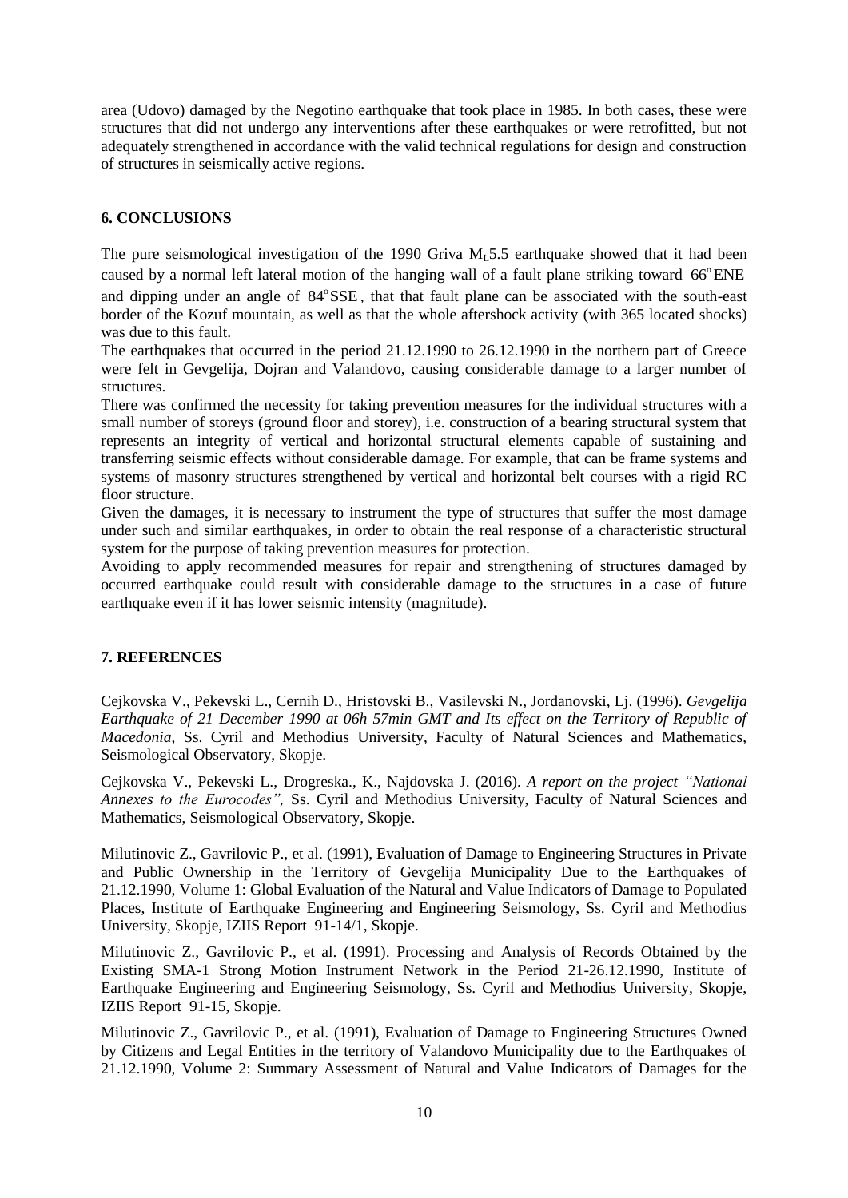area (Udovo) damaged by the Negotino earthquake that took place in 1985. In both cases, these were structures that did not undergo any interventions after these earthquakes or were retrofitted, but not adequately strengthened in accordance with the valid technical regulations for design and construction of structures in seismically active regions.

## 6. CONCLUSIONS

The pure seismological investigation of the 1990 Griva $M_L$5.5 earthquake showed that it had been caused by a normal left lateral motion of the hanging wall of a fault plane striking toward $66^{o}$ENE and dipping under an angle of $84^{o}$SSE, that that fault plane can be associated with the south-east border of the Kozuf mountain, as well as that the whole aftershock activity (with 365 located shocks) was due to this fault.

The earthquakes that occurred in the period 21.12.1990 to 26.12.1990 in the northern part of Greece were felt in Gevgelija, Dojran and Valandovo, causing considerable damage to a larger number of structures.

There was confirmed the necessity for taking prevention measures for the individual structures with a small number of storeys (ground floor and storey), i.e. construction of a bearing structural system that represents an integrity of vertical and horizontal structural elements capable of sustaining and transferring seismic effects without considerable damage. For example, that can be frame systems and systems of masonry structures strengthened by vertical and horizontal belt courses with a rigid RC floor structure.

Given the damages, it is necessary to instrument the type of structures that suffer the most damage under such and similar earthquakes, in order to obtain the real response of a characteristic structural system for the purpose of taking prevention measures for protection.

Avoiding to apply recommended measures for repair and strengthening of structures damaged by occurred earthquake could result with considerable damage to the structures in a case of future earthquake even if it has lower seismic intensity (magnitude).

## 7. REFERENCES

Cejkovska V., Pekevski L., Cernih D., Hristovski B., Vasilevski N., Jordanovski, Lj. (1996). *Gevgelija Earthquake of 21 December 1990 at 06h 57min GMT and Its effect on the Territory of Republic of Macedonia*, Ss. Cyril and Methodius University, Faculty of Natural Sciences and Mathematics, Seismological Observatory, Skopje.

Cejkovska V., Pekevski L., Drogreska., K., Najdovska J. (2016). *A report on the project "National Annexes to the Eurocodes",* Ss. Cyril and Methodius University, Faculty of Natural Sciences and Mathematics, Seismological Observatory, Skopje.

Milutinovic Z., Gavrilovic P., et al. (1991), Evaluation of Damage to Engineering Structures in Private and Public Ownership in the Territory of Gevgelija Municipality Due to the Earthquakes of 21.12.1990, Volume 1: Global Evaluation of the Natural and Value Indicators of Damage to Populated Places, Institute of Earthquake Engineering and Engineering Seismology, Ss. Cyril and Methodius University, Skopje, IZIIS Report 91-14/1, Skopje.

Milutinovic Z., Gavrilovic P., et al. (1991). Processing and Analysis of Records Obtained by the Existing SMA-1 Strong Motion Instrument Network in the Period 21-26.12.1990, Institute of Earthquake Engineering and Engineering Seismology, Ss. Cyril and Methodius University, Skopje, IZIIS Report 91-15, Skopje.

Milutinovic Z., Gavrilovic P., et al. (1991), Evaluation of Damage to Engineering Structures Owned by Citizens and Legal Entities in the territory of Valandovo Municipality due to the Earthquakes of 21.12.1990, Volume 2: Summary Assessment of Natural and Value Indicators of Damages for the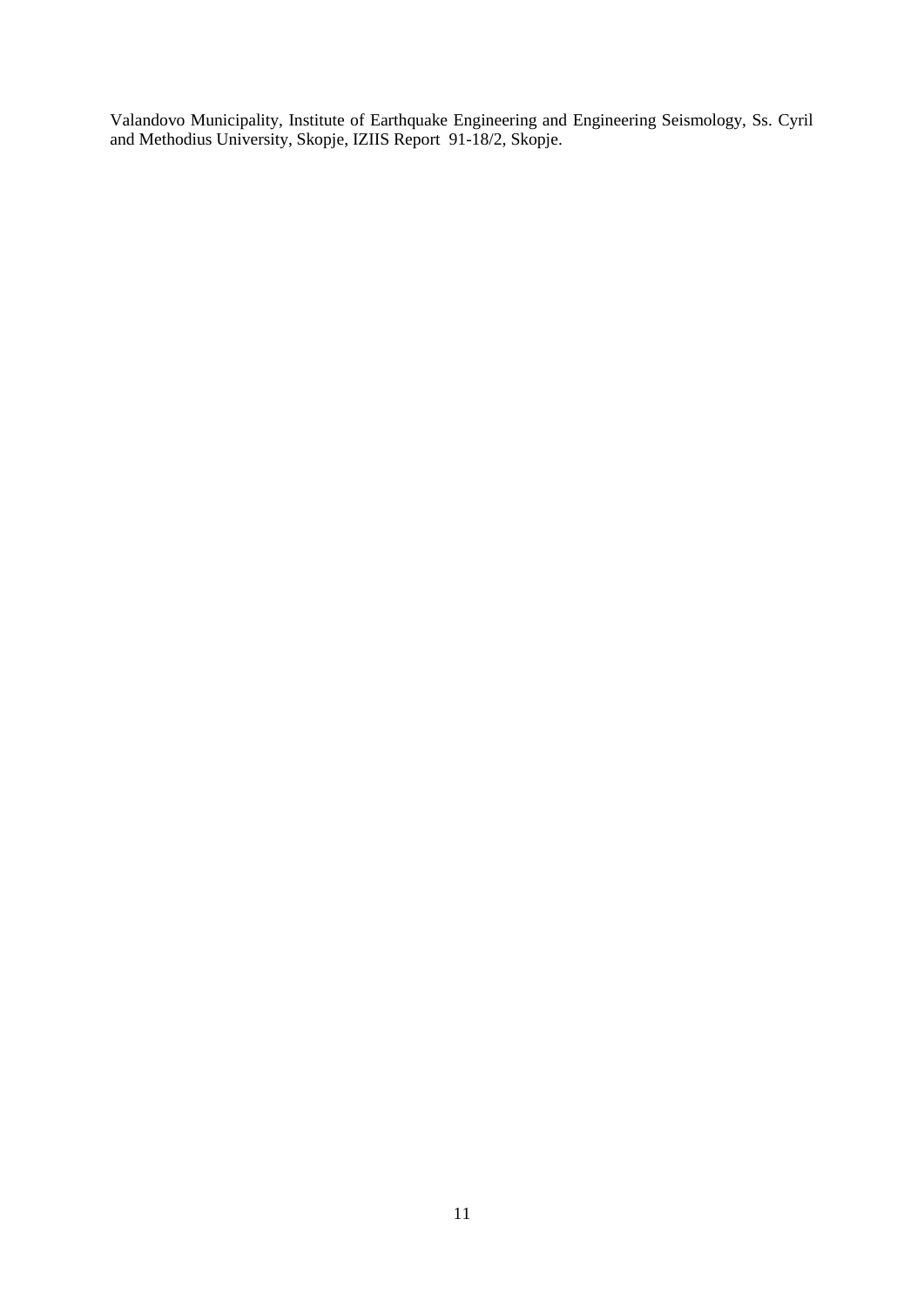Valandovo Municipality, Institute of Earthquake Engineering and Engineering Seismology, Ss. Cyril and Methodius University, Skopje, IZIIS Report 91-18/2, Skopje.